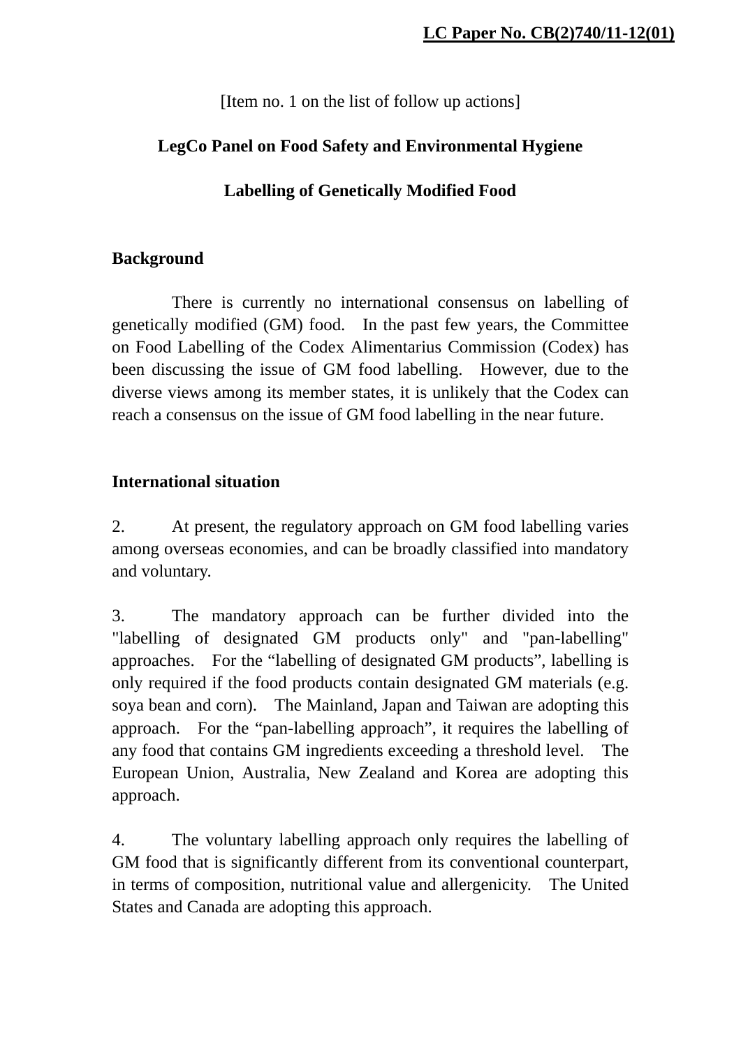**LC Paper No. CB(2)740/11-12(01)**

[Item no. 1 on the list of follow up actions]

**LegCo Panel on Food Safety and Environmental Hygiene**

**Labelling of Genetically Modified Food**

## Background

There is currently no international consensus on labelling of genetically modified (GM) food. In the past few years, the Committee on Food Labelling of the Codex Alimentarius Commission (Codex) has been discussing the issue of GM food labelling. However, due to the diverse views among its member states, it is unlikely that the Codex can reach a consensus on the issue of GM food labelling in the near future.

## International situation

2. At present, the regulatory approach on GM food labelling varies among overseas economies, and can be broadly classified into mandatory and voluntary.

3. The mandatory approach can be further divided into the "labelling of designated GM products only" and "pan-labelling" approaches. For the “labelling of designated GM products”, labelling is only required if the food products contain designated GM materials (e.g. soya bean and corn). The Mainland, Japan and Taiwan are adopting this approach. For the “pan-labelling approach”, it requires the labelling of any food that contains GM ingredients exceeding a threshold level. The European Union, Australia, New Zealand and Korea are adopting this approach.

4. The voluntary labelling approach only requires the labelling of GM food that is significantly different from its conventional counterpart, in terms of composition, nutritional value and allergenicity. The United States and Canada are adopting this approach.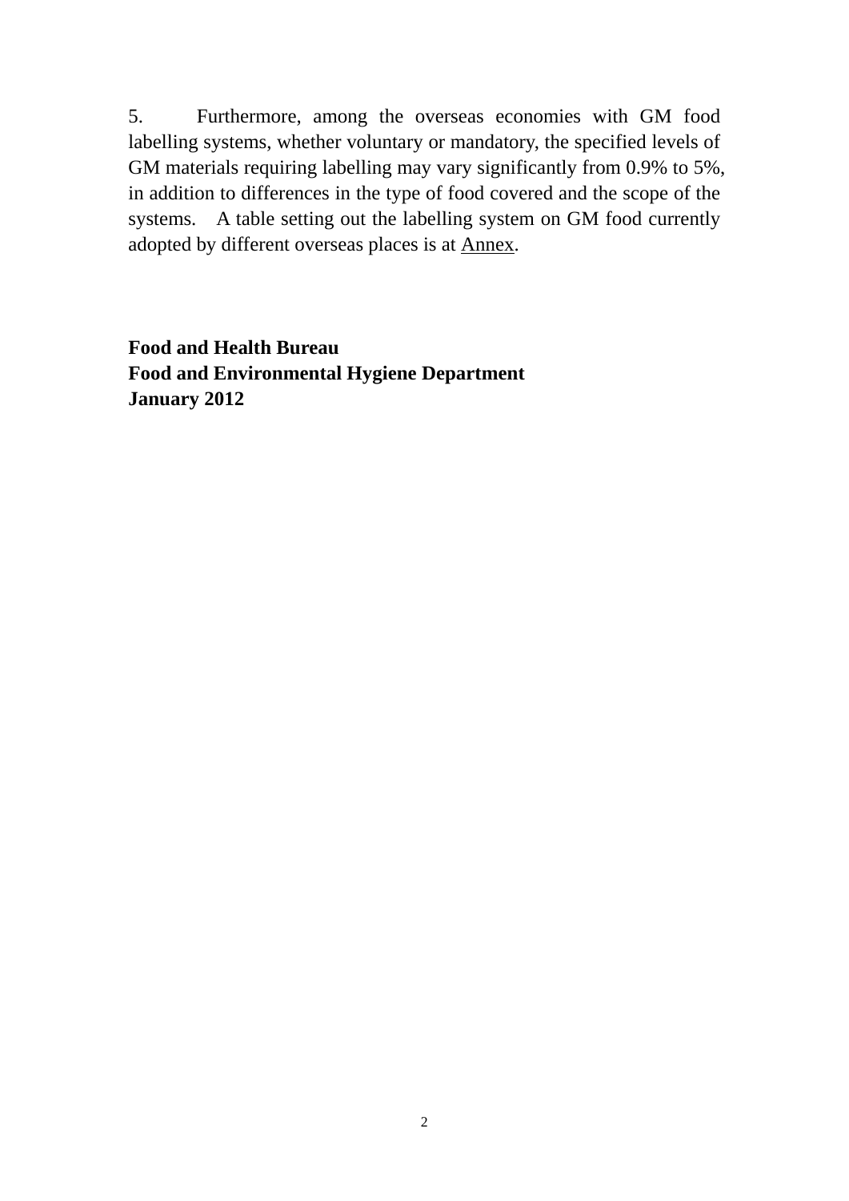5. Furthermore, among the overseas economies with GM food labelling systems, whether voluntary or mandatory, the specified levels of GM materials requiring labelling may vary significantly from 0.9% to 5%, in addition to differences in the type of food covered and the scope of the systems. A table setting out the labelling system on GM food currently adopted by different overseas places is at Annex.

**Food and Health Bureau**
**Food and Environmental Hygiene Department**
**January 2012**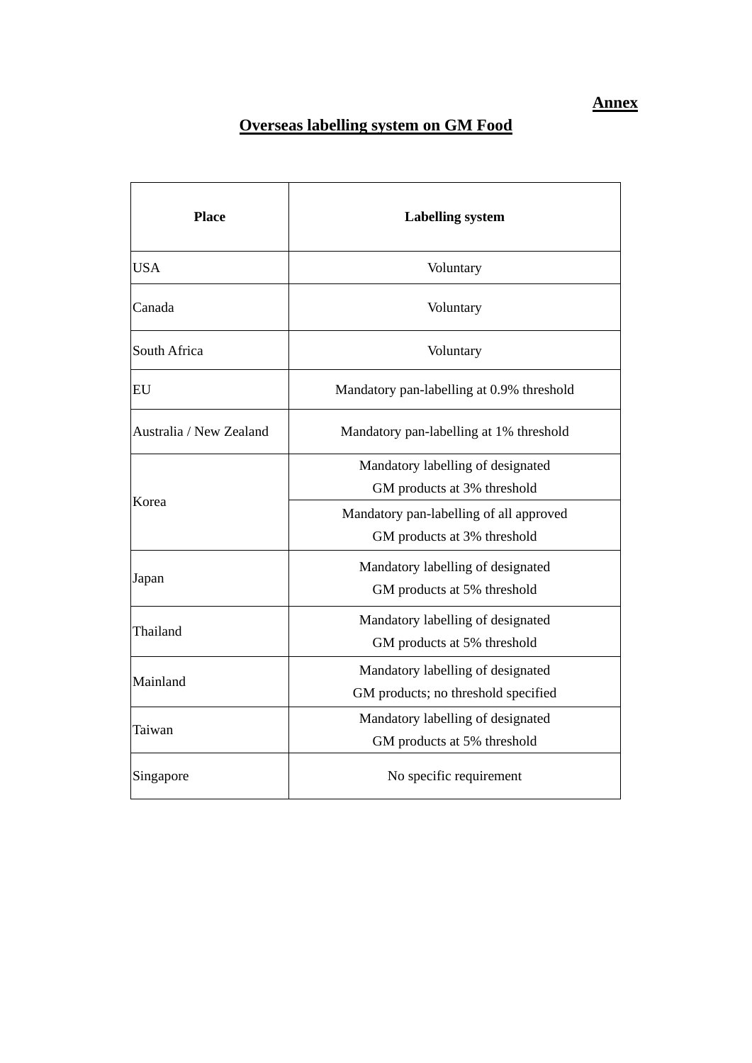**Annex**

# Overseas labelling system on GM Food

| Place | Labelling system |
|---|---|
| USA | Voluntary |
| Canada | Voluntary |
| South Africa | Voluntary |
| EU | Mandatory pan-labelling at 0.9% threshold |
| Australia / New Zealand | Mandatory pan-labelling at 1% threshold |
| Korea | Mandatory labelling of designated GM products at 3% threshold |
| | Mandatory pan-labelling of all approved GM products at 3% threshold |
| Japan | Mandatory labelling of designated GM products at 5% threshold |
| Thailand | Mandatory labelling of designated GM products at 5% threshold |
| Mainland | Mandatory labelling of designated GM products; no threshold specified |
| Taiwan | Mandatory labelling of designated GM products at 5% threshold |
| Singapore | No specific requirement |